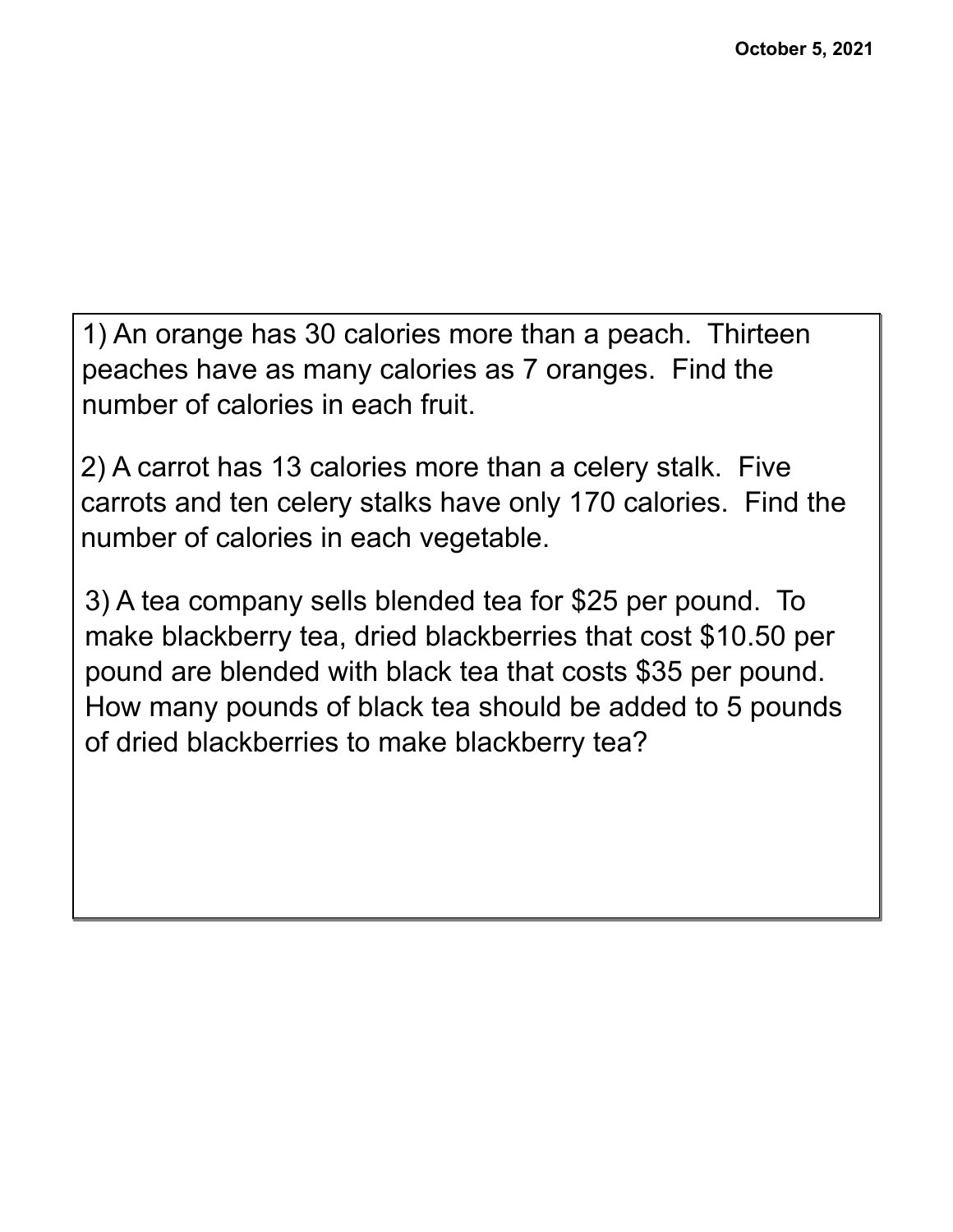October 5, 2021

1) An orange has 30 calories more than a peach. Thirteen peaches have as many calories as 7 oranges. Find the number of calories in each fruit.

2) A carrot has 13 calories more than a celery stalk. Five carrots and ten celery stalks have only 170 calories. Find the number of calories in each vegetable.

3) A tea company sells blended tea for $25 per pound. To make blackberry tea, dried blackberries that cost $10.50 per pound are blended with black tea that costs $35 per pound. How many pounds of black tea should be added to 5 pounds of dried blackberries to make blackberry tea?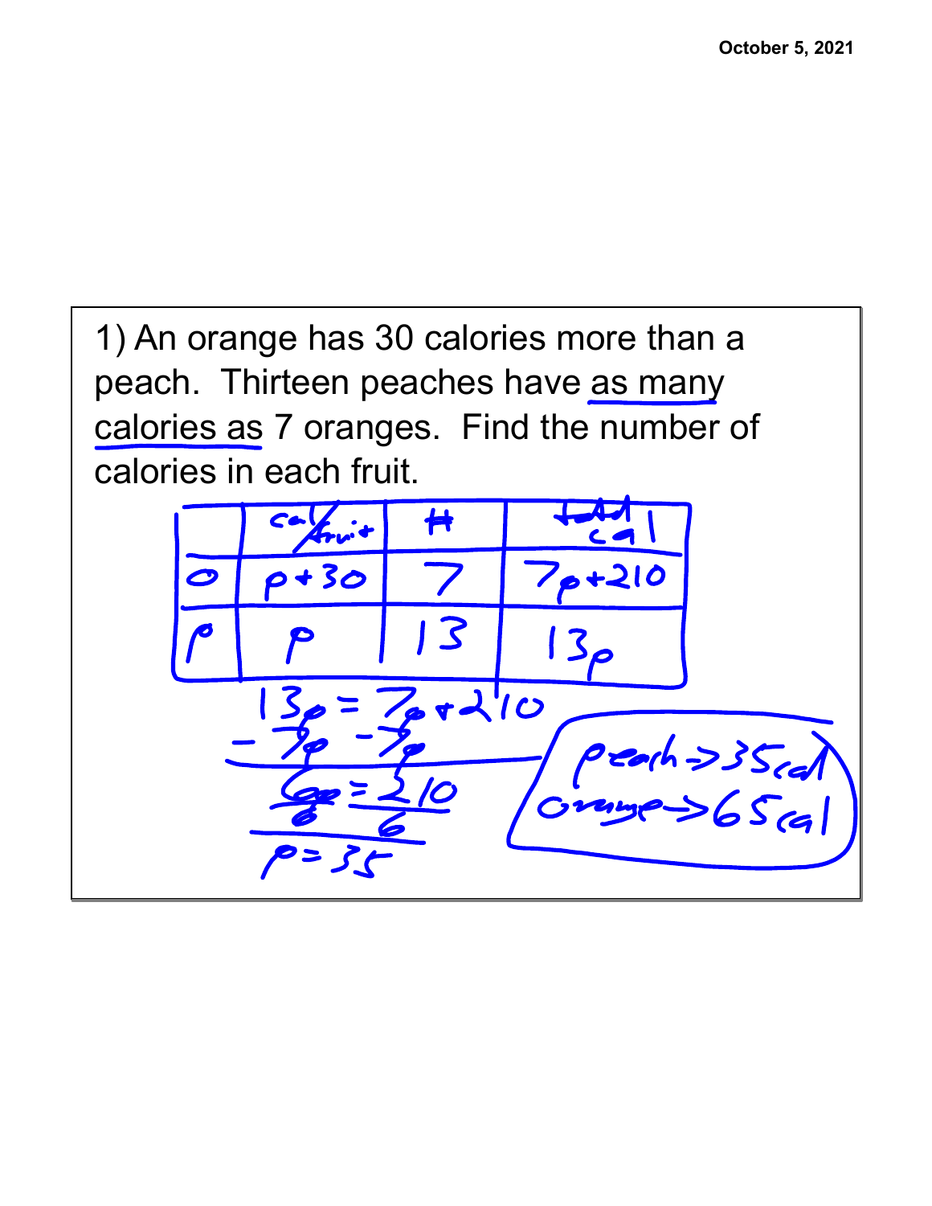1) An orange has 30 calories more than a peach. Thirteen peaches have as many calories as 7 oranges. Find the number of calories in each fruit.

| | cal/fruit | # | total cal |
|---|---|---|---|
| o | $p+30$ | 7 | $7p+210$ |
| p | $p$ | 13 | $13p$ |

$$13p = 7p + 210$$

$$-7p \quad -7p$$

$$\frac{6p}{6} = \frac{210}{6}$$

$$p = 35$$

peach → 35 cal

orange → 65 cal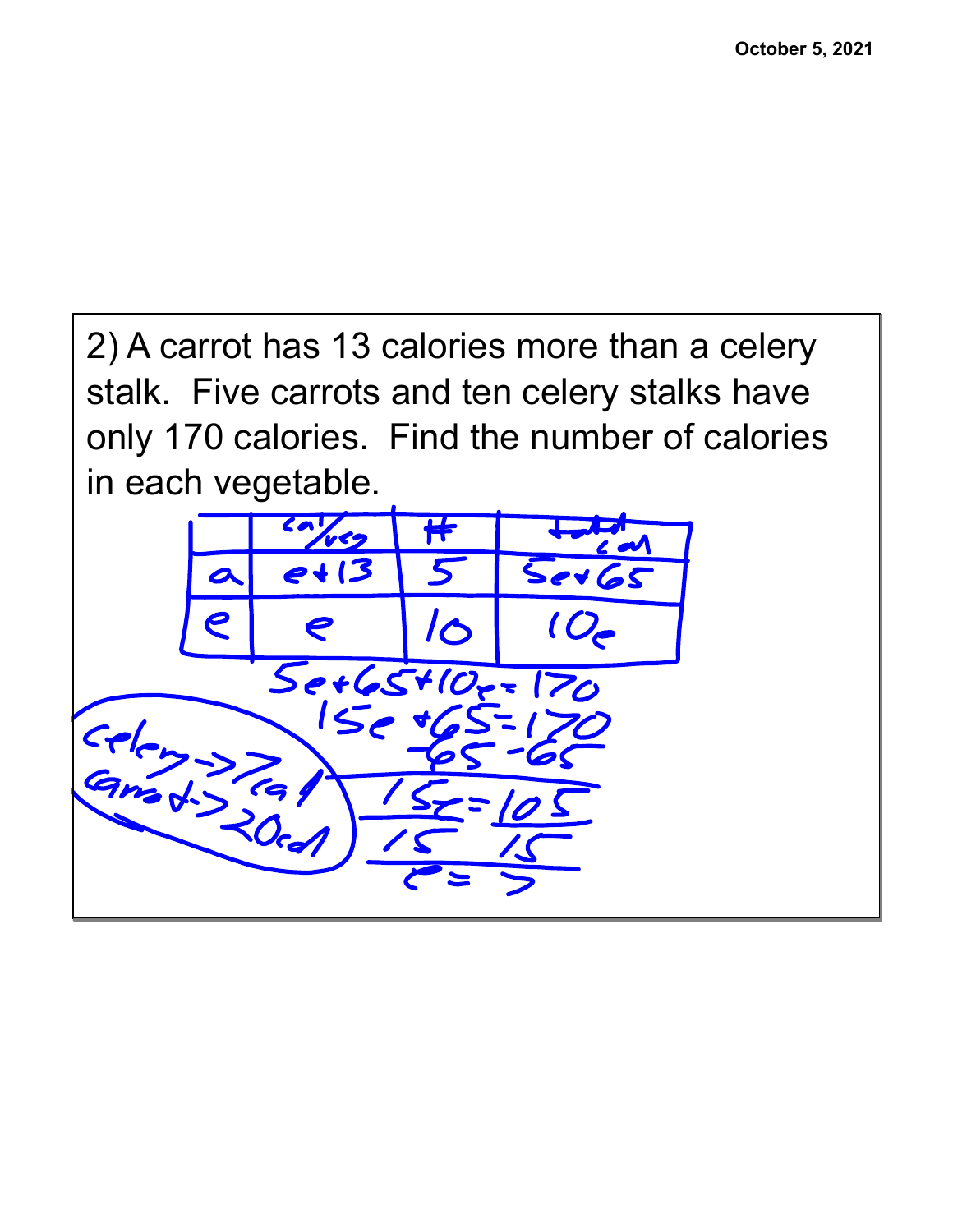2) A carrot has 13 calories more than a celery stalk. Five carrots and ten celery stalks have only 170 calories. Find the number of calories in each vegetable.

| | cal/veg | # | total cal |
|---|---|---|---|
| a | $e+13$ | 5 | $5e+65$ |
| e | $e$ | 10 | $10e$ |

$$5e+65+10e=170$$

$$15e+65=170$$

$$-65 \quad -65$$

$$15e=105$$

$$\frac{15e}{15}=\frac{105}{15}$$

$$e=7$$

celery -> 7 cal
carrot -> 20 cal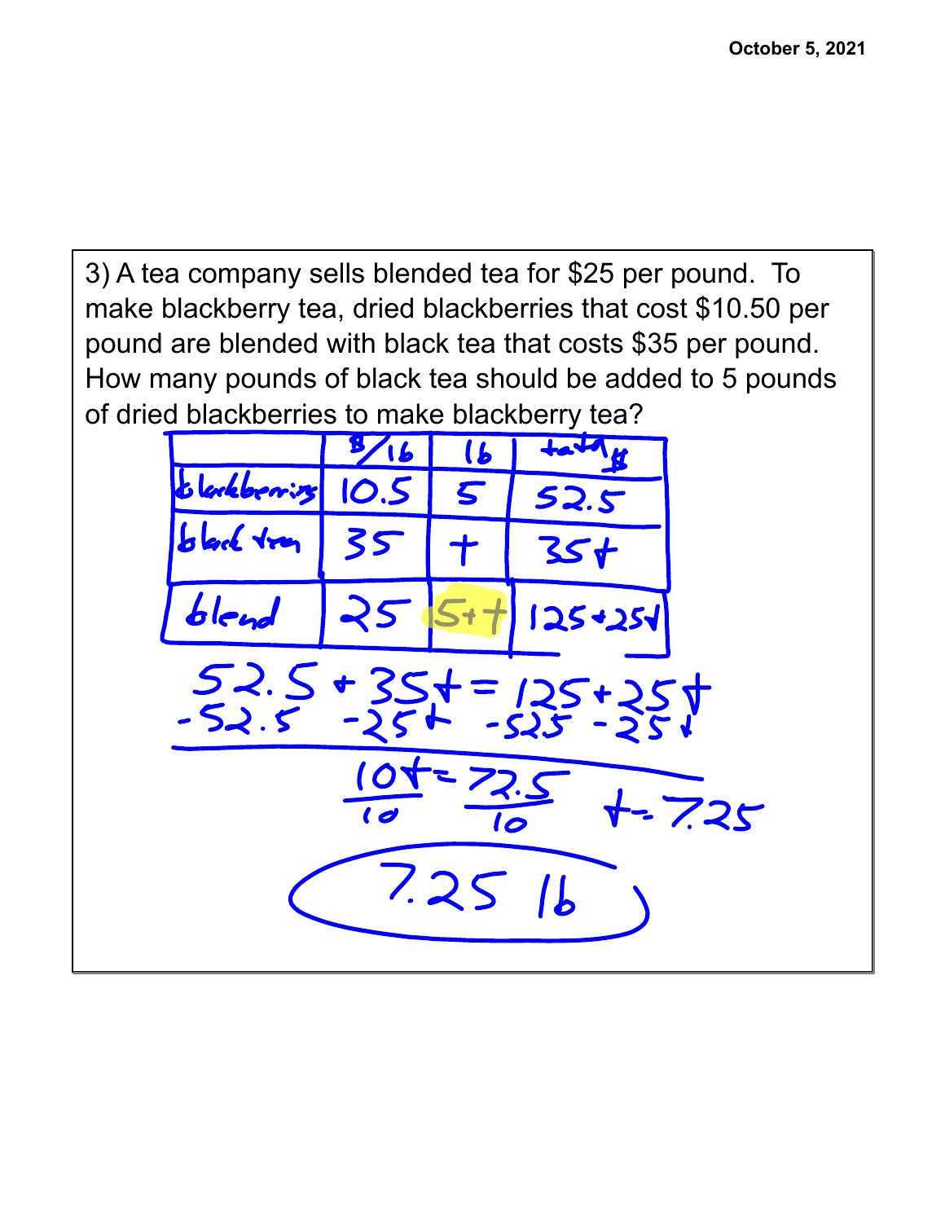3) A tea company sells blended tea for \$25 per pound. To make blackberry tea, dried blackberries that cost \$10.50 per pound are blended with black tea that costs \$35 per pound. How many pounds of black tea should be added to 5 pounds of dried blackberries to make blackberry tea?

| | \$/lb | lb | total \$ |
| --- | --- | --- | --- |
| blackberries | 10.5 | 5 | 52.5 |
| black tea | 35 | t | 35t |
| blend | 25 | 5+t | 125+25t |

$$52.5 + 35t = 125 + 25t$$

$$-52.5 \quad -25t \quad -52.5 \quad -25t$$

$$\frac{10t}{10} = \frac{72.5}{10} \qquad t = 7.25$$

7.25 lb